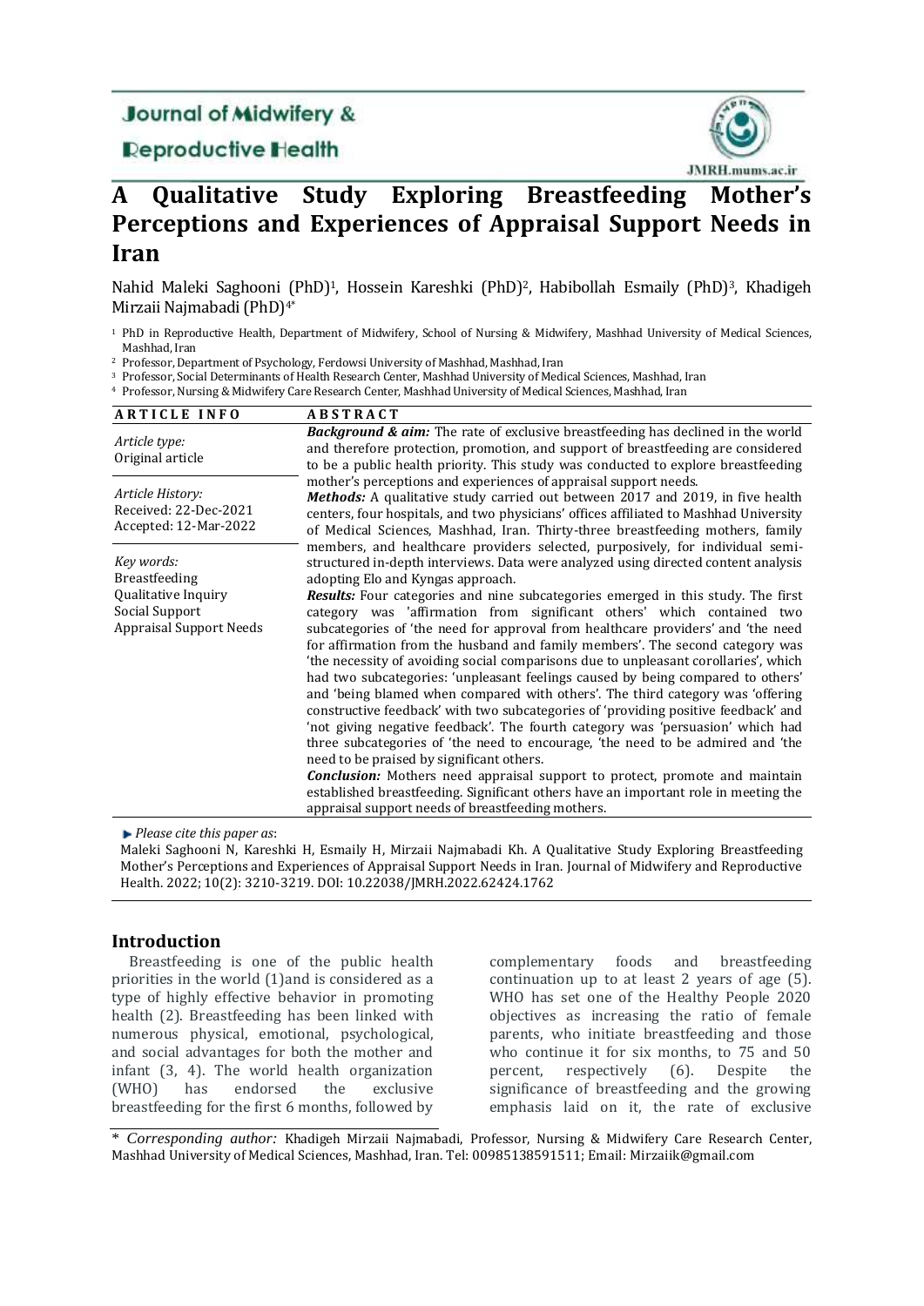Journal of Midwifery & Reproductive Health

JMRH.mums.ac.ir

# A Qualitative Study Exploring Breastfeeding Mother's Perceptions and Experiences of Appraisal Support Needs in Iran

Nahid Maleki Saghooni (PhD)[1], Hossein Kareshki (PhD)[2], Habibollah Esmaily (PhD)[3], Khadigeh Mirzaii Najmabadi (PhD)[4*]

[1] PhD in Reproductive Health, Department of Midwifery, School of Nursing & Midwifery, Mashhad University of Medical Sciences, Mashhad, Iran

[2] Professor, Department of Psychology, Ferdowsi University of Mashhad, Mashhad, Iran

[3] Professor, Social Determinants of Health Research Center, Mashhad University of Medical Sciences, Mashhad, Iran

[4] Professor, Nursing & Midwifery Care Research Center, Mashhad University of Medical Sciences, Mashhad, Iran

**ARTICLE INFO**

*Article type:*
Original article

*Article History:*
Received: 22-Dec-2021
Accepted: 12-Mar-2022

*Key words:*
Breastfeeding
Qualitative Inquiry
Social Support
Appraisal Support Needs

**ABSTRACT**

***Background & aim:*** The rate of exclusive breastfeeding has declined in the world and therefore protection, promotion, and support of breastfeeding are considered to be a public health priority. This study was conducted to explore breastfeeding mother's perceptions and experiences of appraisal support needs.

***Methods:*** A qualitative study carried out between 2017 and 2019, in five health centers, four hospitals, and two physicians' offices affiliated to Mashhad University of Medical Sciences, Mashhad, Iran. Thirty-three breastfeeding mothers, family members, and healthcare providers selected, purposively, for individual semi-structured in-depth interviews. Data were analyzed using directed content analysis adopting Elo and Kyngas approach.

***Results:*** Four categories and nine subcategories emerged in this study. The first category was 'affirmation from significant others' which contained two subcategories of 'the need for approval from healthcare providers' and 'the need for affirmation from the husband and family members'. The second category was 'the necessity of avoiding social comparisons due to unpleasant corollaries', which had two subcategories: 'unpleasant feelings caused by being compared to others' and 'being blamed when compared with others'. The third category was 'offering constructive feedback' with two subcategories of 'providing positive feedback' and 'not giving negative feedback'. The fourth category was 'persuasion' which had three subcategories of 'the need to encourage, 'the need to be admired and 'the need to be praised by significant others.

***Conclusion:*** Mothers need appraisal support to protect, promote and maintain established breastfeeding. Significant others have an important role in meeting the appraisal support needs of breastfeeding mothers.

*Please cite this paper as*:
Maleki Saghooni N, Kareshki H, Esmaily H, Mirzaii Najmabadi Kh. A Qualitative Study Exploring Breastfeeding Mother's Perceptions and Experiences of Appraisal Support Needs in Iran. Journal of Midwifery and Reproductive Health. 2022; 10(2): 3210-3219. DOI: 10.22038/JMRH.2022.62424.1762

## Introduction

Breastfeeding is one of the public health priorities in the world (1)and is considered as a type of highly effective behavior in promoting health (2). Breastfeeding has been linked with numerous physical, emotional, psychological, and social advantages for both the mother and infant (3, 4). The world health organization (WHO) has endorsed the exclusive breastfeeding for the first 6 months, followed by complementary foods and breastfeeding continuation up to at least 2 years of age (5). WHO has set one of the Healthy People 2020 objectives as increasing the ratio of female parents, who initiate breastfeeding and those who continue it for six months, to 75 and 50 percent, respectively (6). Despite the significance of breastfeeding and the growing emphasis laid on it, the rate of exclusive

\* *Corresponding author:* Khadigeh Mirzaii Najmabadi, Professor, Nursing & Midwifery Care Research Center, Mashhad University of Medical Sciences, Mashhad, Iran. Tel: 00985138591511; Email: Mirzaiik@gmail.com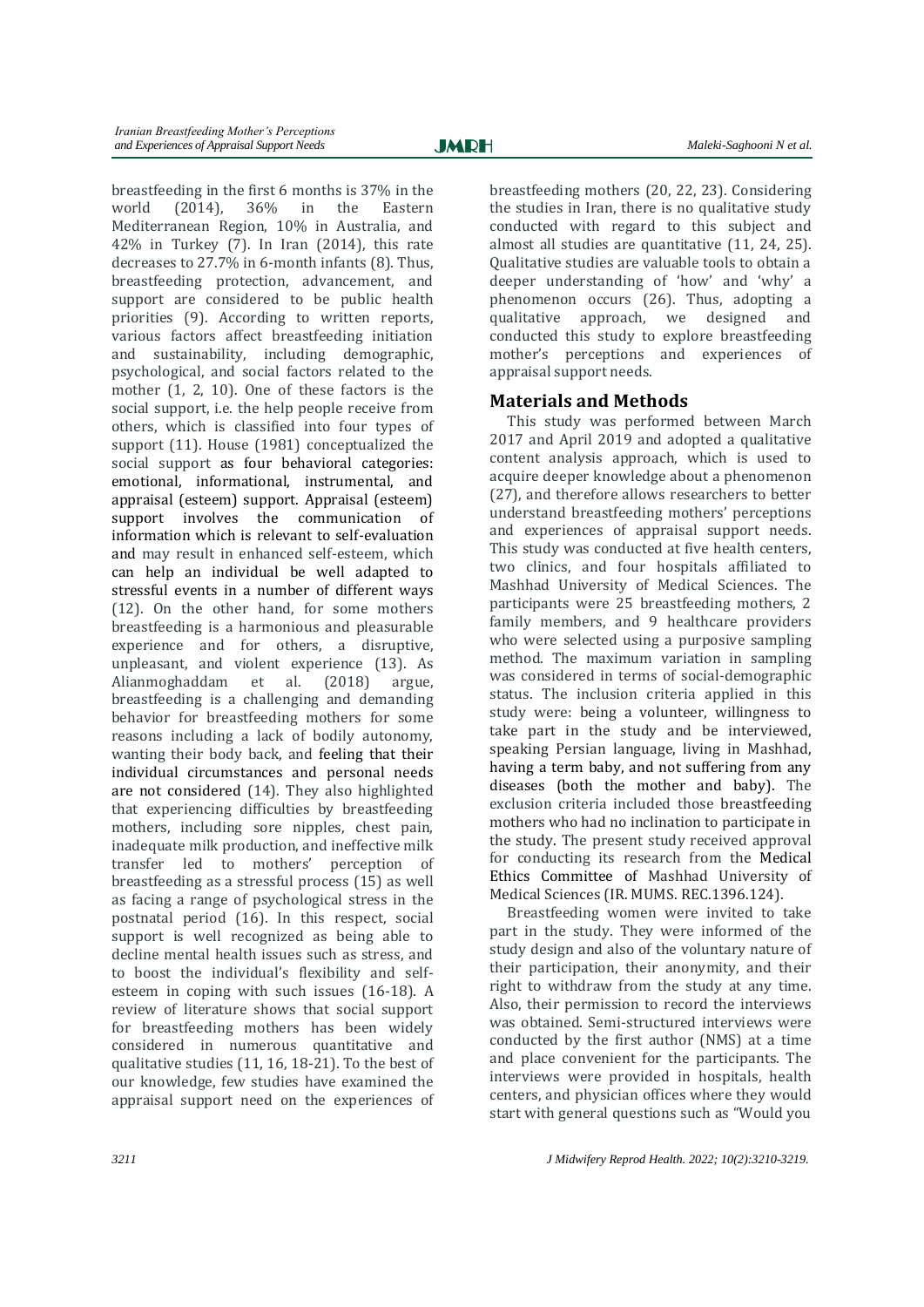breastfeeding in the first 6 months is 37% in the world (2014), 36% in the Eastern Mediterranean Region, 10% in Australia, and 42% in Turkey (7). In Iran (2014), this rate decreases to 27.7% in 6-month infants (8). Thus, breastfeeding protection, advancement, and support are considered to be public health priorities (9). According to written reports, various factors affect breastfeeding initiation and sustainability, including demographic, psychological, and social factors related to the mother (1, 2, 10). One of these factors is the social support, i.e. the help people receive from others, which is classified into four types of support (11). House (1981) conceptualized the social support as four behavioral categories: emotional, informational, instrumental, and appraisal (esteem) support. Appraisal (esteem) support involves the communication of information which is relevant to self-evaluation and may result in enhanced self-esteem, which can help an individual be well adapted to stressful events in a number of different ways (12). On the other hand, for some mothers breastfeeding is a harmonious and pleasurable experience and for others, a disruptive, unpleasant, and violent experience (13). As Alianmoghaddam et al. (2018) argue, breastfeeding is a challenging and demanding behavior for breastfeeding mothers for some reasons including a lack of bodily autonomy, wanting their body back, and feeling that their individual circumstances and personal needs are not considered (14). They also highlighted that experiencing difficulties by breastfeeding mothers, including sore nipples, chest pain, inadequate milk production, and ineffective milk transfer led to mothers' perception of breastfeeding as a stressful process (15) as well as facing a range of psychological stress in the postnatal period (16). In this respect, social support is well recognized as being able to decline mental health issues such as stress, and to boost the individual's flexibility and self-esteem in coping with such issues (16-18). A review of literature shows that social support for breastfeeding mothers has been widely considered in numerous quantitative and qualitative studies (11, 16, 18-21). To the best of our knowledge, few studies have examined the appraisal support need on the experiences of breastfeeding mothers (20, 22, 23). Considering the studies in Iran, there is no qualitative study conducted with regard to this subject and almost all studies are quantitative (11, 24, 25). Qualitative studies are valuable tools to obtain a deeper understanding of 'how' and 'why' a phenomenon occurs (26). Thus, adopting a qualitative approach, we designed and conducted this study to explore breastfeeding mother's perceptions and experiences of appraisal support needs.

## Materials and Methods

This study was performed between March 2017 and April 2019 and adopted a qualitative content analysis approach, which is used to acquire deeper knowledge about a phenomenon (27), and therefore allows researchers to better understand breastfeeding mothers' perceptions and experiences of appraisal support needs. This study was conducted at five health centers, two clinics, and four hospitals affiliated to Mashhad University of Medical Sciences. The participants were 25 breastfeeding mothers, 2 family members, and 9 healthcare providers who were selected using a purposive sampling method. The maximum variation in sampling was considered in terms of social-demographic status. The inclusion criteria applied in this study were: being a volunteer, willingness to take part in the study and be interviewed, speaking Persian language, living in Mashhad, having a term baby, and not suffering from any diseases (both the mother and baby). The exclusion criteria included those breastfeeding mothers who had no inclination to participate in the study. The present study received approval for conducting its research from the Medical Ethics Committee of Mashhad University of Medical Sciences (IR. MUMS. REC.1396.124).

Breastfeeding women were invited to take part in the study. They were informed of the study design and also of the voluntary nature of their participation, their anonymity, and their right to withdraw from the study at any time. Also, their permission to record the interviews was obtained. Semi-structured interviews were conducted by the first author (NMS) at a time and place convenient for the participants. The interviews were provided in hospitals, health centers, and physician offices where they would start with general questions such as "Would you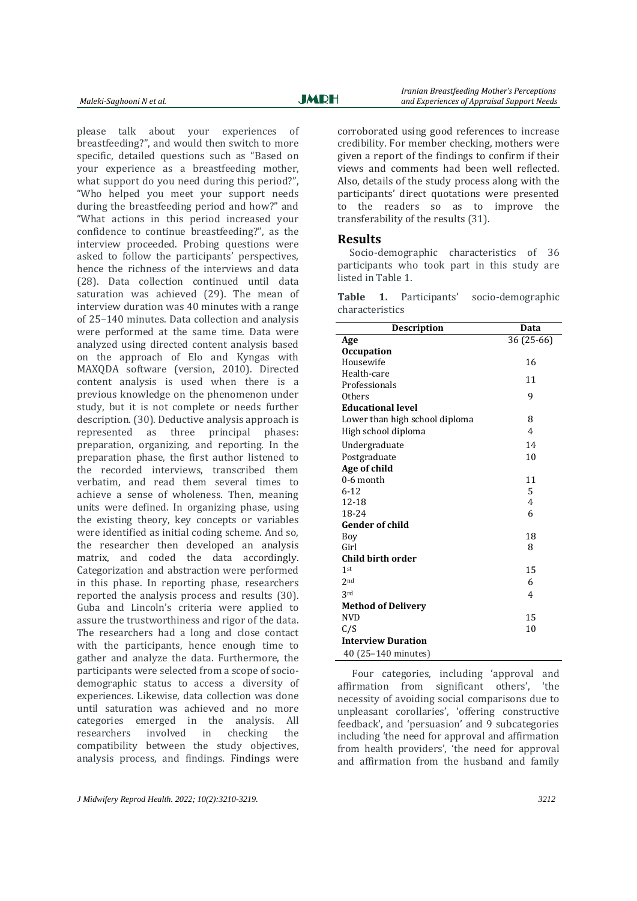please talk about your experiences of breastfeeding?", and would then switch to more specific, detailed questions such as "Based on your experience as a breastfeeding mother, what support do you need during this period?", "Who helped you meet your support needs during the breastfeeding period and how?" and "What actions in this period increased your confidence to continue breastfeeding?", as the interview proceeded. Probing questions were asked to follow the participants' perspectives, hence the richness of the interviews and data (28). Data collection continued until data saturation was achieved (29). The mean of interview duration was 40 minutes with a range of 25–140 minutes. Data collection and analysis were performed at the same time. Data were analyzed using directed content analysis based on the approach of Elo and Kyngas with MAXQDA software (version, 2010). Directed content analysis is used when there is a previous knowledge on the phenomenon under study, but it is not complete or needs further description. (30). Deductive analysis approach is represented as three principal phases: preparation, organizing, and reporting. In the preparation phase, the first author listened to the recorded interviews, transcribed them verbatim, and read them several times to achieve a sense of wholeness. Then, meaning units were defined. In organizing phase, using the existing theory, key concepts or variables were identified as initial coding scheme. And so, the researcher then developed an analysis matrix, and coded the data accordingly. Categorization and abstraction were performed in this phase. In reporting phase, researchers reported the analysis process and results (30). Guba and Lincoln's criteria were applied to assure the trustworthiness and rigor of the data. The researchers had a long and close contact with the participants, hence enough time to gather and analyze the data. Furthermore, the participants were selected from a scope of socio-demographic status to access a diversity of experiences. Likewise, data collection was done until saturation was achieved and no more categories emerged in the analysis. All researchers involved in checking the compatibility between the study objectives, analysis process, and findings. Findings were corroborated using good references to increase credibility. For member checking, mothers were given a report of the findings to confirm if their views and comments had been well reflected. Also, details of the study process along with the participants' direct quotations were presented to the readers so as to improve the transferability of the results (31).

## Results

Socio-demographic characteristics of 36 participants who took part in this study are listed in Table 1.

**Table 1.** Participants' socio-demographic characteristics

| Description | Data |
|---|---|
| **Age** | 36 (25-66) |
| **Occupation** | |
| Housewife | 16 |
| Health-care Professionals | 11 |
| Others | 9 |
| **Educational level** | |
| Lower than high school diploma | 8 |
| High school diploma | 4 |
| Undergraduate | 14 |
| Postgraduate | 10 |
| **Age of child** | |
| 0-6 month | 11 |
| 6-12 | 5 |
| 12-18 | 4 |
| 18-24 | 6 |
| **Gender of child** | |
| Boy | 18 |
| Girl | 8 |
| **Child birth order** | |
| 1st | 15 |
| 2nd | 6 |
| 3rd | 4 |
| **Method of Delivery** | |
| NVD | 15 |
| C/S | 10 |
| **Interview Duration** | |
| 40 (25–140 minutes) | |

Four categories, including 'approval and affirmation from significant others', 'the necessity of avoiding social comparisons due to unpleasant corollaries', 'offering constructive feedback', and 'persuasion' and 9 subcategories including 'the need for approval and affirmation from health providers', 'the need for approval and affirmation from the husband and family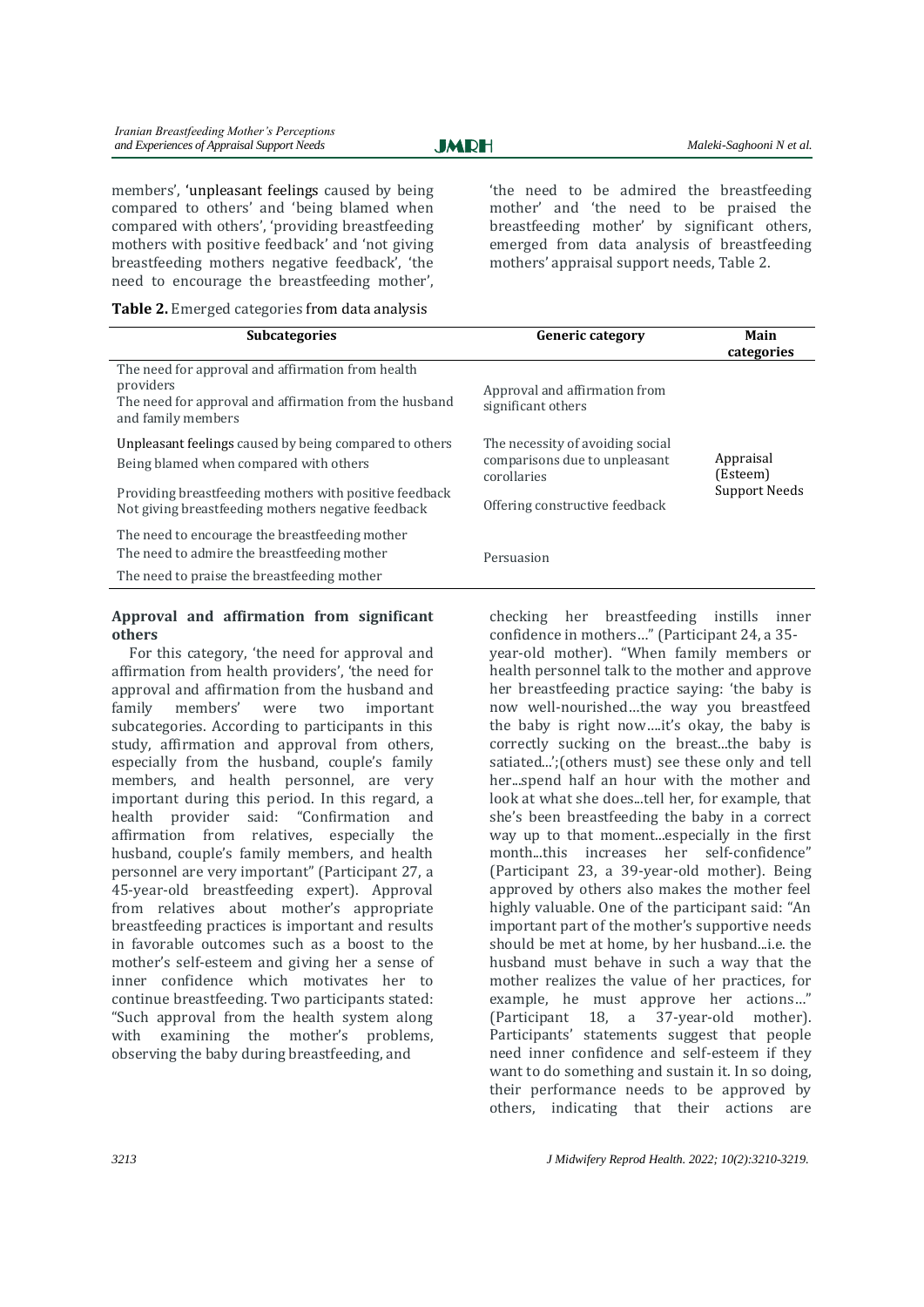members', 'unpleasant feelings caused by being compared to others' and 'being blamed when compared with others', 'providing breastfeeding mothers with positive feedback' and 'not giving breastfeeding mothers negative feedback', 'the need to encourage the breastfeeding mother', 'the need to be admired the breastfeeding mother' and 'the need to be praised the breastfeeding mother' by significant others, emerged from data analysis of breastfeeding mothers' appraisal support needs, Table 2.

**Table 2.** Emerged categories from data analysis

| Subcategories | Generic category | Main categories |
|---|---|---|
| The need for approval and affirmation from health providers<br>The need for approval and affirmation from the husband and family members | Approval and affirmation from significant others | Appraisal (Esteem) Support Needs |
| Unpleasant feelings caused by being compared to others<br>Being blamed when compared with others | The necessity of avoiding social comparisons due to unpleasant corollaries | |
| Providing breastfeeding mothers with positive feedback<br>Not giving breastfeeding mothers negative feedback | Offering constructive feedback | |
| The need to encourage the breastfeeding mother<br>The need to admire the breastfeeding mother<br>The need to praise the breastfeeding mother | Persuasion | |

### Approval and affirmation from significant others

For this category, 'the need for approval and affirmation from health providers', 'the need for approval and affirmation from the husband and family members' were two important subcategories. According to participants in this study, affirmation and approval from others, especially from the husband, couple's family members, and health personnel, are very important during this period. In this regard, a health provider said: "Confirmation and affirmation from relatives, especially the husband, couple's family members, and health personnel are very important" (Participant 27, a 45-year-old breastfeeding expert). Approval from relatives about mother's appropriate breastfeeding practices is important and results in favorable outcomes such as a boost to the mother's self-esteem and giving her a sense of inner confidence which motivates her to continue breastfeeding. Two participants stated: "Such approval from the health system along with examining the mother's problems, observing the baby during breastfeeding, and checking her breastfeeding instills inner confidence in mothers…" (Participant 24, a 35-year-old mother). "When family members or health personnel talk to the mother and approve her breastfeeding practice saying: 'the baby is now well-nourished…the way you breastfeed the baby is right now….it's okay, the baby is correctly sucking on the breast...the baby is satiated...';(others must) see these only and tell her...spend half an hour with the mother and look at what she does...tell her, for example, that she's been breastfeeding the baby in a correct way up to that moment...especially in the first month...this increases her self-confidence" (Participant 23, a 39-year-old mother). Being approved by others also makes the mother feel highly valuable. One of the participant said: "An important part of the mother's supportive needs should be met at home, by her husband...i.e. the husband must behave in such a way that the mother realizes the value of her practices, for example, he must approve her actions…" (Participant 18, a 37-year-old mother). Participants' statements suggest that people need inner confidence and self-esteem if they want to do something and sustain it. In so doing, their performance needs to be approved by others, indicating that their actions are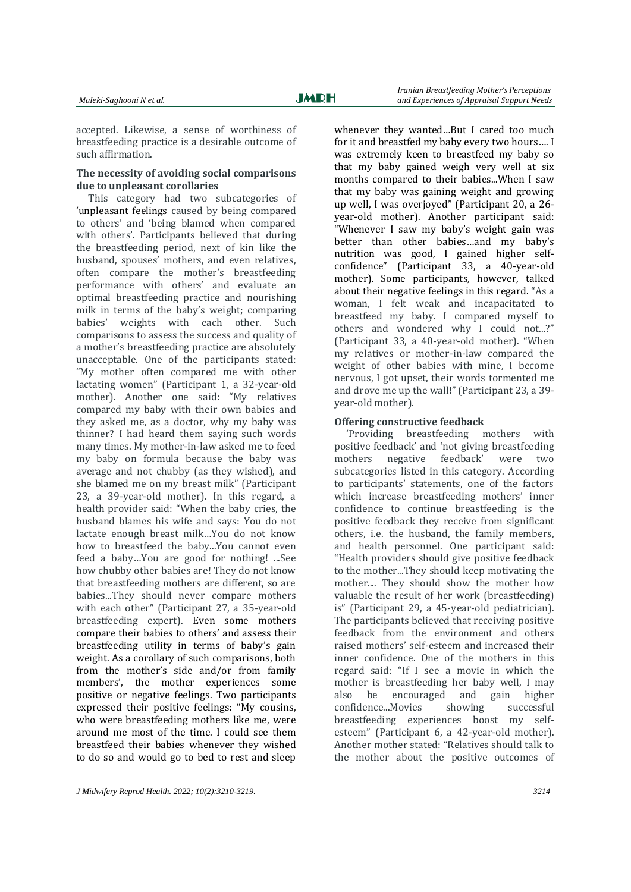accepted. Likewise, a sense of worthiness of breastfeeding practice is a desirable outcome of such affirmation.

### The necessity of avoiding social comparisons due to unpleasant corollaries

This category had two subcategories of 'unpleasant feelings caused by being compared to others' and 'being blamed when compared with others'. Participants believed that during the breastfeeding period, next of kin like the husband, spouses' mothers, and even relatives, often compare the mother's breastfeeding performance with others' and evaluate an optimal breastfeeding practice and nourishing milk in terms of the baby's weight; comparing babies' weights with each other. Such comparisons to assess the success and quality of a mother's breastfeeding practice are absolutely unacceptable. One of the participants stated: "My mother often compared me with other lactating women" (Participant 1, a 32-year-old mother). Another one said: "My relatives compared my baby with their own babies and they asked me, as a doctor, why my baby was thinner? I had heard them saying such words many times. My mother-in-law asked me to feed my baby on formula because the baby was average and not chubby (as they wished), and she blamed me on my breast milk" (Participant 23, a 39-year-old mother). In this regard, a health provider said: "When the baby cries, the husband blames his wife and says: You do not lactate enough breast milk…You do not know how to breastfeed the baby…You cannot even feed a baby…You are good for nothing! ...See how chubby other babies are! They do not know that breastfeeding mothers are different, so are babies...They should never compare mothers with each other" (Participant 27, a 35-year-old breastfeeding expert). Even some mothers compare their babies to others' and assess their breastfeeding utility in terms of baby's gain weight. As a corollary of such comparisons, both from the mother's side and/or from family members', the mother experiences some positive or negative feelings. Two participants expressed their positive feelings: "My cousins, who were breastfeeding mothers like me, were around me most of the time. I could see them breastfeed their babies whenever they wished to do so and would go to bed to rest and sleep whenever they wanted…But I cared too much for it and breastfed my baby every two hours…. I was extremely keen to breastfeed my baby so that my baby gained weigh very well at six months compared to their babies...When I saw that my baby was gaining weight and growing up well, I was overjoyed" (Participant 20, a 26-year-old mother). Another participant said: "Whenever I saw my baby's weight gain was better than other babies…and my baby's nutrition was good, I gained higher self-confidence" (Participant 33, a 40-year-old mother). Some participants, however, talked about their negative feelings in this regard. "As a woman, I felt weak and incapacitated to breastfeed my baby. I compared myself to others and wondered why I could not...?" (Participant 33, a 40-year-old mother). "When my relatives or mother-in-law compared the weight of other babies with mine, I become nervous, I got upset, their words tormented me and drove me up the wall!" (Participant 23, a 39-year-old mother).

### Offering constructive feedback

'Providing breastfeeding mothers with positive feedback' and 'not giving breastfeeding mothers negative feedback' were two subcategories listed in this category. According to participants' statements, one of the factors which increase breastfeeding mothers' inner confidence to continue breastfeeding is the positive feedback they receive from significant others, i.e. the husband, the family members, and health personnel. One participant said: "Health providers should give positive feedback to the mother...They should keep motivating the mother.... They should show the mother how valuable the result of her work (breastfeeding) is" (Participant 29, a 45-year-old pediatrician). The participants believed that receiving positive feedback from the environment and others raised mothers' self-esteem and increased their inner confidence. One of the mothers in this regard said: "If I see a movie in which the mother is breastfeeding her baby well, I may also be encouraged and gain higher confidence...Movies showing successful breastfeeding experiences boost my self-esteem" (Participant 6, a 42-year-old mother). Another mother stated: "Relatives should talk to the mother about the positive outcomes of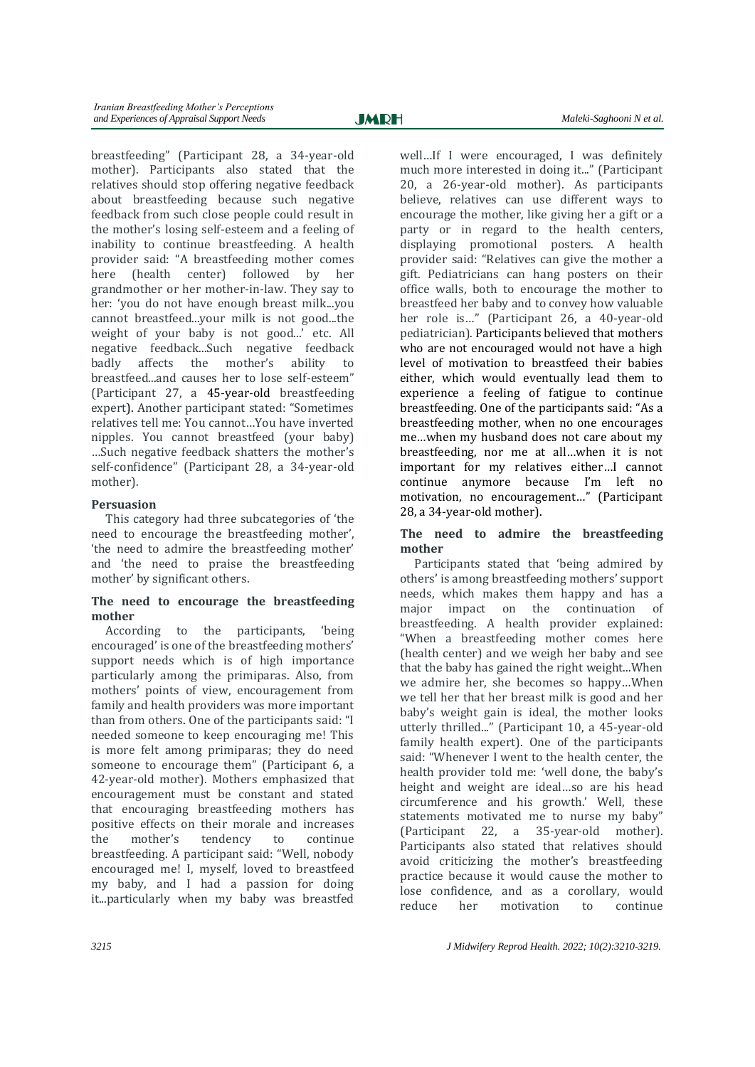breastfeeding" (Participant 28, a 34-year-old mother). Participants also stated that the relatives should stop offering negative feedback about breastfeeding because such negative feedback from such close people could result in the mother's losing self-esteem and a feeling of inability to continue breastfeeding. A health provider said: "A breastfeeding mother comes here (health center) followed by her grandmother or her mother-in-law. They say to her: 'you do not have enough breast milk...you cannot breastfeed...your milk is not good...the weight of your baby is not good...' etc. All negative feedback...Such negative feedback badly affects the mother's ability to breastfeed...and causes her to lose self-esteem" (Participant 27, a 45-year-old breastfeeding expert). Another participant stated: "Sometimes relatives tell me: You cannot…You have inverted nipples. You cannot breastfeed (your baby) …Such negative feedback shatters the mother's self-confidence" (Participant 28, a 34-year-old mother).

#### Persuasion

This category had three subcategories of 'the need to encourage the breastfeeding mother', 'the need to admire the breastfeeding mother' and 'the need to praise the breastfeeding mother' by significant others.

#### The need to encourage the breastfeeding mother

According to the participants, 'being encouraged' is one of the breastfeeding mothers' support needs which is of high importance particularly among the primiparas. Also, from mothers' points of view, encouragement from family and health providers was more important than from others. One of the participants said: "I needed someone to keep encouraging me! This is more felt among primiparas; they do need someone to encourage them" (Participant 6, a 42-year-old mother). Mothers emphasized that encouragement must be constant and stated that encouraging breastfeeding mothers has positive effects on their morale and increases the mother's tendency to continue breastfeeding. A participant said: "Well, nobody encouraged me! I, myself, loved to breastfeed my baby, and I had a passion for doing it...particularly when my baby was breastfed well…If I were encouraged, I was definitely much more interested in doing it..." (Participant 20, a 26-year-old mother). As participants believe, relatives can use different ways to encourage the mother, like giving her a gift or a party or in regard to the health centers, displaying promotional posters. A health provider said: "Relatives can give the mother a gift. Pediatricians can hang posters on their office walls, both to encourage the mother to breastfeed her baby and to convey how valuable her role is…" (Participant 26, a 40-year-old pediatrician). Participants believed that mothers who are not encouraged would not have a high level of motivation to breastfeed their babies either, which would eventually lead them to experience a feeling of fatigue to continue breastfeeding. One of the participants said: "As a breastfeeding mother, when no one encourages me…when my husband does not care about my breastfeeding, nor me at all…when it is not important for my relatives either…I cannot continue anymore because I'm left no motivation, no encouragement…" (Participant 28, a 34-year-old mother).

#### The need to admire the breastfeeding mother

Participants stated that 'being admired by others' is among breastfeeding mothers' support needs, which makes them happy and has a major impact on the continuation of breastfeeding. A health provider explained: "When a breastfeeding mother comes here (health center) and we weigh her baby and see that the baby has gained the right weight…When we admire her, she becomes so happy…When we tell her that her breast milk is good and her baby's weight gain is ideal, the mother looks utterly thrilled..." (Participant 10, a 45-year-old family health expert). One of the participants said: "Whenever I went to the health center, the health provider told me: 'well done, the baby's height and weight are ideal…so are his head circumference and his growth.' Well, these statements motivated me to nurse my baby" (Participant 22, a 35-year-old mother). Participants also stated that relatives should avoid criticizing the mother's breastfeeding practice because it would cause the mother to lose confidence, and as a corollary, would reduce her motivation to continue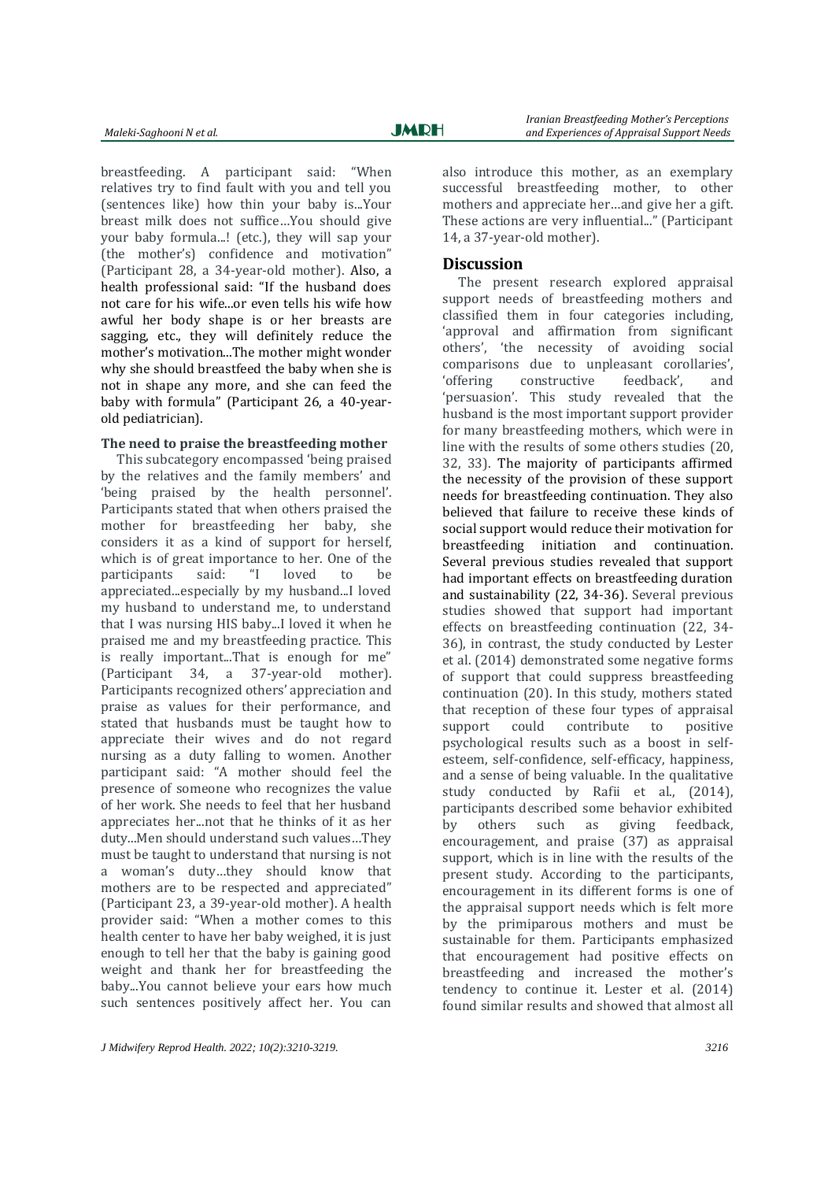breastfeeding. A participant said: "When relatives try to find fault with you and tell you (sentences like) how thin your baby is...Your breast milk does not suffice…You should give your baby formula...! (etc.), they will sap your (the mother's) confidence and motivation" (Participant 28, a 34-year-old mother). Also, a health professional said: "If the husband does not care for his wife...or even tells his wife how awful her body shape is or her breasts are sagging, etc., they will definitely reduce the mother's motivation...The mother might wonder why she should breastfeed the baby when she is not in shape any more, and she can feed the baby with formula" (Participant 26, a 40-year-old pediatrician).

**The need to praise the breastfeeding mother**

This subcategory encompassed 'being praised by the relatives and the family members' and 'being praised by the health personnel'. Participants stated that when others praised the mother for breastfeeding her baby, she considers it as a kind of support for herself, which is of great importance to her. One of the participants said: "I loved to be appreciated...especially by my husband...I loved my husband to understand me, to understand that I was nursing HIS baby...I loved it when he praised me and my breastfeeding practice. This is really important...That is enough for me" (Participant 34, a 37-year-old mother). Participants recognized others' appreciation and praise as values for their performance, and stated that husbands must be taught how to appreciate their wives and do not regard nursing as a duty falling to women. Another participant said: "A mother should feel the presence of someone who recognizes the value of her work. She needs to feel that her husband appreciates her...not that he thinks of it as her duty...Men should understand such values…They must be taught to understand that nursing is not a woman's duty…they should know that mothers are to be respected and appreciated" (Participant 23, a 39-year-old mother). A health provider said: "When a mother comes to this health center to have her baby weighed, it is just enough to tell her that the baby is gaining good weight and thank her for breastfeeding the baby...You cannot believe your ears how much such sentences positively affect her. You can also introduce this mother, as an exemplary successful breastfeeding mother, to other mothers and appreciate her…and give her a gift. These actions are very influential..." (Participant 14, a 37-year-old mother).

## Discussion

The present research explored appraisal support needs of breastfeeding mothers and classified them in four categories including, 'approval and affirmation from significant others', 'the necessity of avoiding social comparisons due to unpleasant corollaries', 'offering constructive feedback', and 'persuasion'. This study revealed that the husband is the most important support provider for many breastfeeding mothers, which were in line with the results of some others studies (20, 32, 33). The majority of participants affirmed the necessity of the provision of these support needs for breastfeeding continuation. They also believed that failure to receive these kinds of social support would reduce their motivation for breastfeeding initiation and continuation. Several previous studies revealed that support had important effects on breastfeeding duration and sustainability (22, 34-36). Several previous studies showed that support had important effects on breastfeeding continuation (22, 34-36), in contrast, the study conducted by Lester et al. (2014) demonstrated some negative forms of support that could suppress breastfeeding continuation (20). In this study, mothers stated that reception of these four types of appraisal support could contribute to positive psychological results such as a boost in self-esteem, self-confidence, self-efficacy, happiness, and a sense of being valuable. In the qualitative study conducted by Rafii et al., (2014), participants described some behavior exhibited by others such as giving feedback, encouragement, and praise (37) as appraisal support, which is in line with the results of the present study. According to the participants, encouragement in its different forms is one of the appraisal support needs which is felt more by the primiparous mothers and must be sustainable for them. Participants emphasized that encouragement had positive effects on breastfeeding and increased the mother's tendency to continue it. Lester et al. (2014) found similar results and showed that almost all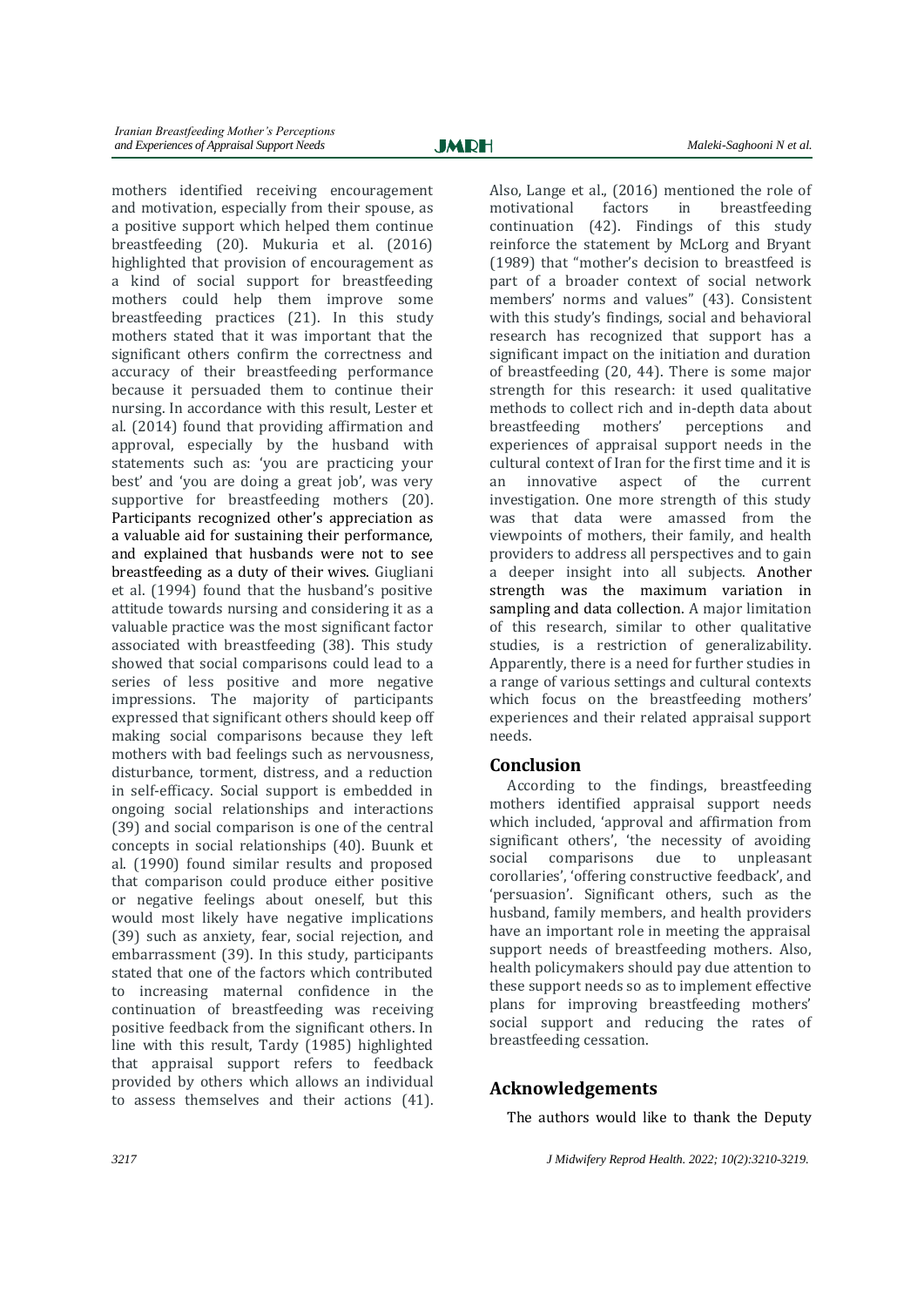mothers identified receiving encouragement and motivation, especially from their spouse, as a positive support which helped them continue breastfeeding (20). Mukuria et al. (2016) highlighted that provision of encouragement as a kind of social support for breastfeeding mothers could help them improve some breastfeeding practices (21). In this study mothers stated that it was important that the significant others confirm the correctness and accuracy of their breastfeeding performance because it persuaded them to continue their nursing. In accordance with this result, Lester et al. (2014) found that providing affirmation and approval, especially by the husband with statements such as: 'you are practicing your best' and 'you are doing a great job', was very supportive for breastfeeding mothers (20). Participants recognized other's appreciation as a valuable aid for sustaining their performance, and explained that husbands were not to see breastfeeding as a duty of their wives. Giugliani et al. (1994) found that the husband's positive attitude towards nursing and considering it as a valuable practice was the most significant factor associated with breastfeeding (38). This study showed that social comparisons could lead to a series of less positive and more negative impressions. The majority of participants expressed that significant others should keep off making social comparisons because they left mothers with bad feelings such as nervousness, disturbance, torment, distress, and a reduction in self-efficacy. Social support is embedded in ongoing social relationships and interactions (39) and social comparison is one of the central concepts in social relationships (40). Buunk et al. (1990) found similar results and proposed that comparison could produce either positive or negative feelings about oneself, but this would most likely have negative implications (39) such as anxiety, fear, social rejection, and embarrassment (39). In this study, participants stated that one of the factors which contributed to increasing maternal confidence in the continuation of breastfeeding was receiving positive feedback from the significant others. In line with this result, Tardy (1985) highlighted that appraisal support refers to feedback provided by others which allows an individual to assess themselves and their actions (41). Also, Lange et al., (2016) mentioned the role of motivational factors in breastfeeding continuation (42). Findings of this study reinforce the statement by McLorg and Bryant (1989) that "mother's decision to breastfeed is part of a broader context of social network members' norms and values" (43). Consistent with this study's findings, social and behavioral research has recognized that support has a significant impact on the initiation and duration of breastfeeding (20, 44). There is some major strength for this research: it used qualitative methods to collect rich and in-depth data about breastfeeding mothers' perceptions and experiences of appraisal support needs in the cultural context of Iran for the first time and it is an innovative aspect of the current investigation. One more strength of this study was that data were amassed from the viewpoints of mothers, their family, and health providers to address all perspectives and to gain a deeper insight into all subjects. Another strength was the maximum variation in sampling and data collection. A major limitation of this research, similar to other qualitative studies, is a restriction of generalizability. Apparently, there is a need for further studies in a range of various settings and cultural contexts which focus on the breastfeeding mothers' experiences and their related appraisal support needs.

## Conclusion

According to the findings, breastfeeding mothers identified appraisal support needs which included, 'approval and affirmation from significant others', 'the necessity of avoiding social comparisons due to unpleasant corollaries', 'offering constructive feedback', and 'persuasion'. Significant others, such as the husband, family members, and health providers have an important role in meeting the appraisal support needs of breastfeeding mothers. Also, health policymakers should pay due attention to these support needs so as to implement effective plans for improving breastfeeding mothers' social support and reducing the rates of breastfeeding cessation.

## Acknowledgements

The authors would like to thank the Deputy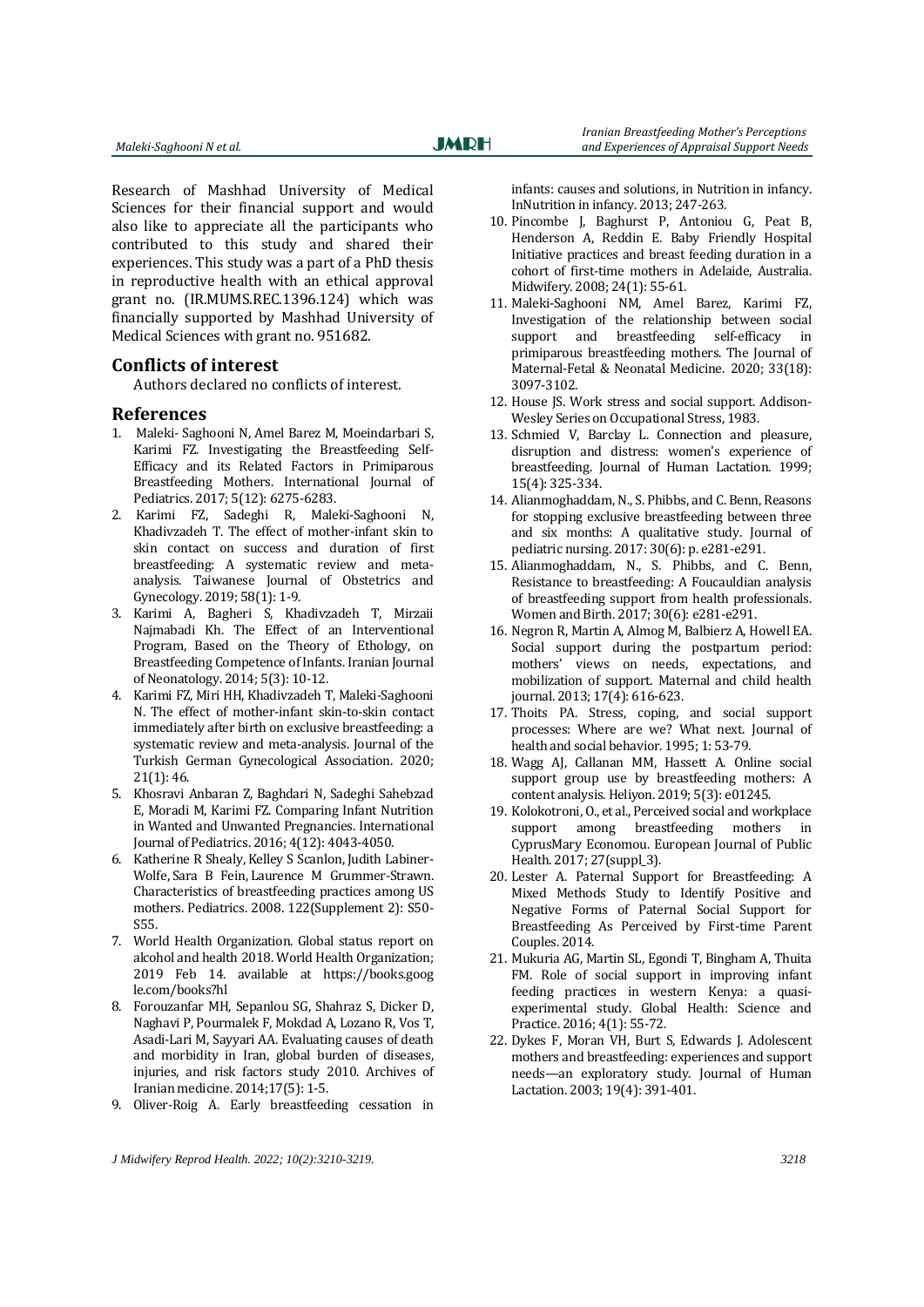Research of Mashhad University of Medical Sciences for their financial support and would also like to appreciate all the participants who contributed to this study and shared their experiences. This study was a part of a PhD thesis in reproductive health with an ethical approval grant no. (IR.MUMS.REC.1396.124) which was financially supported by Mashhad University of Medical Sciences with grant no. 951682.

## Conflicts of interest

Authors declared no conflicts of interest.

## References

1. Maleki- Saghooni N, Amel Barez M, Moeindarbari S, Karimi FZ. Investigating the Breastfeeding Self-Efficacy and its Related Factors in Primiparous Breastfeeding Mothers. International Journal of Pediatrics. 2017; 5(12): 6275-6283.
2. Karimi FZ, Sadeghi R, Maleki-Saghooni N, Khadivzadeh T. The effect of mother-infant skin to skin contact on success and duration of first breastfeeding: A systematic review and meta-analysis. Taiwanese Journal of Obstetrics and Gynecology. 2019; 58(1): 1-9.
3. Karimi A, Bagheri S, Khadivzadeh T, Mirzaii Najmabadi Kh. The Effect of an Interventional Program, Based on the Theory of Ethology, on Breastfeeding Competence of Infants. Iranian Journal of Neonatology. 2014; 5(3): 10-12.
4. Karimi FZ, Miri HH, Khadivzadeh T, Maleki-Saghooni N. The effect of mother-infant skin-to-skin contact immediately after birth on exclusive breastfeeding: a systematic review and meta-analysis. Journal of the Turkish German Gynecological Association. 2020; 21(1): 46.
5. Khosravi Anbaran Z, Baghdari N, Sadeghi Sahebzad E, Moradi M, Karimi FZ. Comparing Infant Nutrition in Wanted and Unwanted Pregnancies. International Journal of Pediatrics. 2016; 4(12): 4043-4050.
6. Katherine R Shealy, Kelley S Scanlon, Judith Labiner-Wolfe, Sara B Fein, Laurence M Grummer-Strawn. Characteristics of breastfeeding practices among US mothers. Pediatrics. 2008. 122(Supplement 2): S50-S55.
7. World Health Organization. Global status report on alcohol and health 2018. World Health Organization; 2019 Feb 14. available at https://books.google.com/books?hl
8. Forouzanfar MH, Sepanlou SG, Shahraz S, Dicker D, Naghavi P, Pourmalek F, Mokdad A, Lozano R, Vos T, Asadi-Lari M, Sayyari AA. Evaluating causes of death and morbidity in Iran, global burden of diseases, injuries, and risk factors study 2010. Archives of Iranian medicine. 2014;17(5): 1-5.
9. Oliver-Roig A. Early breastfeeding cessation in infants: causes and solutions, in Nutrition in infancy. InNutrition in infancy. 2013; 247-263.
10. Pincombe J, Baghurst P, Antoniou G, Peat B, Henderson A, Reddin E. Baby Friendly Hospital Initiative practices and breast feeding duration in a cohort of first-time mothers in Adelaide, Australia. Midwifery. 2008; 24(1): 55-61.
11. Maleki-Saghooni NM, Amel Barez, Karimi FZ, Investigation of the relationship between social support and breastfeeding self-efficacy in primiparous breastfeeding mothers. The Journal of Maternal-Fetal & Neonatal Medicine. 2020; 33(18): 3097-3102.
12. House JS. Work stress and social support. Addison-Wesley Series on Occupational Stress, 1983.
13. Schmied V, Barclay L. Connection and pleasure, disruption and distress: women's experience of breastfeeding. Journal of Human Lactation. 1999; 15(4): 325-334.
14. Alianmoghaddam, N., S. Phibbs, and C. Benn, Reasons for stopping exclusive breastfeeding between three and six months: A qualitative study. Journal of pediatric nursing. 2017: 30(6): p. e281-e291.
15. Alianmoghaddam, N., S. Phibbs, and C. Benn, Resistance to breastfeeding: A Foucauldian analysis of breastfeeding support from health professionals. Women and Birth. 2017; 30(6): e281-e291.
16. Negron R, Martin A, Almog M, Balbierz A, Howell EA. Social support during the postpartum period: mothers' views on needs, expectations, and mobilization of support. Maternal and child health journal. 2013; 17(4): 616-623.
17. Thoits PA. Stress, coping, and social support processes: Where are we? What next. Journal of health and social behavior. 1995; 1: 53-79.
18. Wagg AJ, Callanan MM, Hassett A. Online social support group use by breastfeeding mothers: A content analysis. Heliyon. 2019; 5(3): e01245.
19. Kolokotroni, O., et al., Perceived social and workplace support among breastfeeding mothers in CyprusMary Economou. European Journal of Public Health. 2017; 27(suppl_3).
20. Lester A. Paternal Support for Breastfeeding: A Mixed Methods Study to Identify Positive and Negative Forms of Paternal Social Support for Breastfeeding As Perceived by First-time Parent Couples. 2014.
21. Mukuria AG, Martin SL, Egondi T, Bingham A, Thuita FM. Role of social support in improving infant feeding practices in western Kenya: a quasi-experimental study. Global Health: Science and Practice. 2016; 4(1): 55-72.
22. Dykes F, Moran VH, Burt S, Edwards J. Adolescent mothers and breastfeeding: experiences and support needs—an exploratory study. Journal of Human Lactation. 2003; 19(4): 391-401.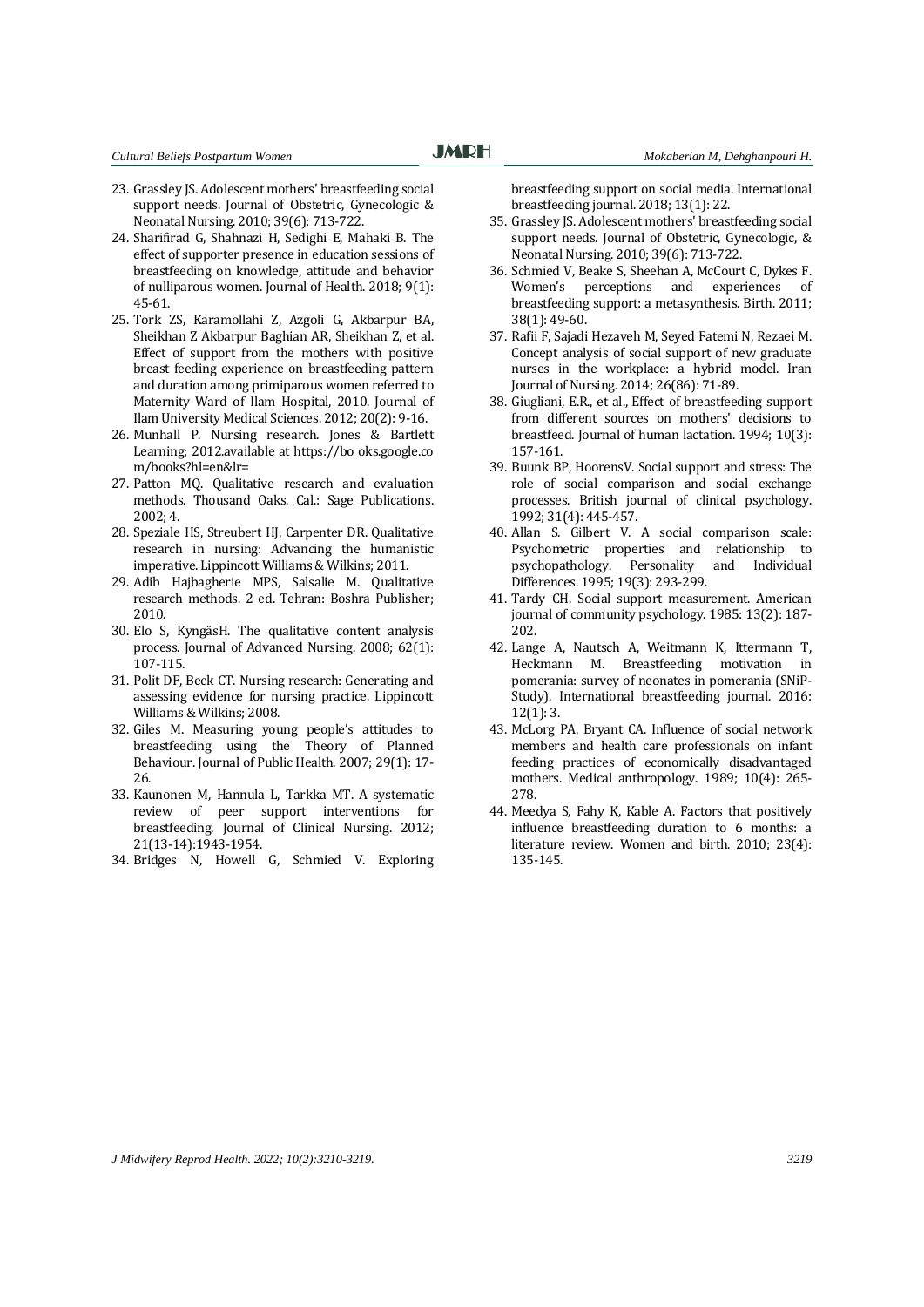23. Grassley JS. Adolescent mothers' breastfeeding social support needs. Journal of Obstetric, Gynecologic & Neonatal Nursing. 2010; 39(6): 713-722.
24. Sharifirad G, Shahnazi H, Sedighi E, Mahaki B. The effect of supporter presence in education sessions of breastfeeding on knowledge, attitude and behavior of nulliparous women. Journal of Health. 2018; 9(1): 45-61.
25. Tork ZS, Karamollahi Z, Azgoli G, Akbarpur BA, Sheikhan Z Akbarpur Baghian AR, Sheikhan Z, et al. Effect of support from the mothers with positive breast feeding experience on breastfeeding pattern and duration among primiparous women referred to Maternity Ward of Ilam Hospital, 2010. Journal of Ilam University Medical Sciences. 2012; 20(2): 9-16.
26. Munhall P. Nursing research. Jones & Bartlett Learning; 2012.available at https://bo oks.google.co m/books?hl=en&lr=
27. Patton MQ. Qualitative research and evaluation methods. Thousand Oaks. Cal.: Sage Publications. 2002; 4.
28. Speziale HS, Streubert HJ, Carpenter DR. Qualitative research in nursing: Advancing the humanistic imperative. Lippincott Williams & Wilkins; 2011.
29. Adib Hajbagherie MPS, Salsalie M. Qualitative research methods. 2 ed. Tehran: Boshra Publisher; 2010.
30. Elo S, KyngäsH. The qualitative content analysis process. Journal of Advanced Nursing. 2008; 62(1): 107-115.
31. Polit DF, Beck CT. Nursing research: Generating and assessing evidence for nursing practice. Lippincott Williams & Wilkins; 2008.
32. Giles M. Measuring young people's attitudes to breastfeeding using the Theory of Planned Behaviour. Journal of Public Health. 2007; 29(1): 17-26.
33. Kaunonen M, Hannula L, Tarkka MT. A systematic review of peer support interventions for breastfeeding. Journal of Clinical Nursing. 2012; 21(13-14):1943-1954.
34. Bridges N, Howell G, Schmied V. Exploring breastfeeding support on social media. International breastfeeding journal. 2018; 13(1): 22.
35. Grassley JS. Adolescent mothers' breastfeeding social support needs. Journal of Obstetric, Gynecologic, & Neonatal Nursing. 2010; 39(6): 713-722.
36. Schmied V, Beake S, Sheehan A, McCourt C, Dykes F. Women's perceptions and experiences of breastfeeding support: a metasynthesis. Birth. 2011; 38(1): 49-60.
37. Rafii F, Sajadi Hezaveh M, Seyed Fatemi N, Rezaei M. Concept analysis of social support of new graduate nurses in the workplace: a hybrid model. Iran Journal of Nursing. 2014; 26(86): 71-89.
38. Giugliani, E.R., et al., Effect of breastfeeding support from different sources on mothers' decisions to breastfeed. Journal of human lactation. 1994; 10(3): 157-161.
39. Buunk BP, HoorensV. Social support and stress: The role of social comparison and social exchange processes. British journal of clinical psychology. 1992; 31(4): 445-457.
40. Allan S. Gilbert V. A social comparison scale: Psychometric properties and relationship to psychopathology. Personality and Individual Differences. 1995; 19(3): 293-299.
41. Tardy CH. Social support measurement. American journal of community psychology. 1985: 13(2): 187-202.
42. Lange A, Nautsch A, Weitmann K, Ittermann T, Heckmann M. Breastfeeding motivation in pomerania: survey of neonates in pomerania (SNiP-Study). International breastfeeding journal. 2016: 12(1): 3.
43. McLorg PA, Bryant CA. Influence of social network members and health care professionals on infant feeding practices of economically disadvantaged mothers. Medical anthropology. 1989; 10(4): 265-278.
44. Meedya S, Fahy K, Kable A. Factors that positively influence breastfeeding duration to 6 months: a literature review. Women and birth. 2010; 23(4): 135-145.